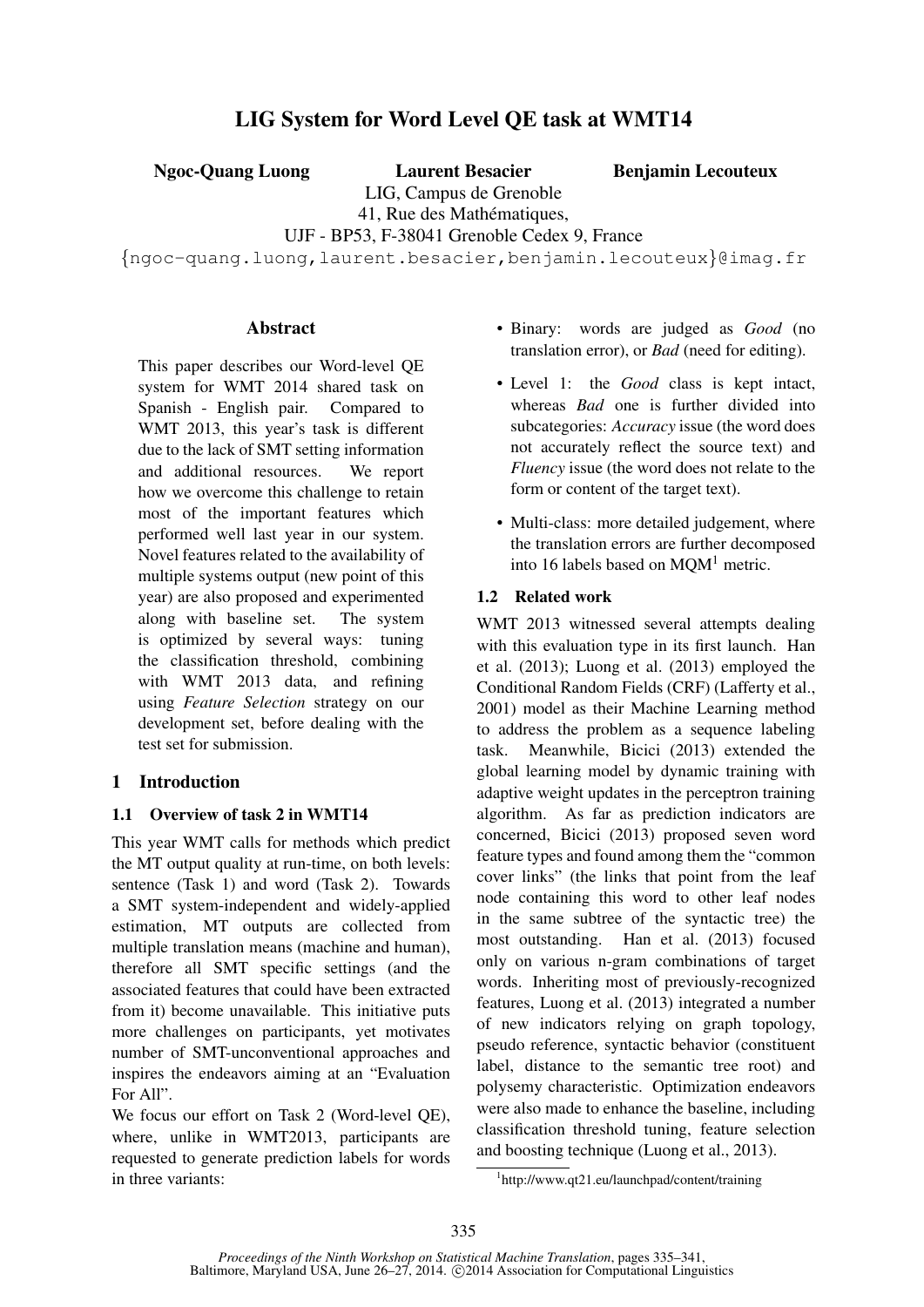# LIG System for Word Level QE task at WMT14

**Ngoc-Quang Luong** **Laurent Besacier** **Benjamin Lecouteux**

LIG, Campus de Grenoble
41, Rue des Mathématiques,
UJF - BP53, F-38041 Grenoble Cedex 9, France
{ngoc-quang.luong,laurent.besacier,benjamin.lecouteux}@imag.fr

## Abstract

This paper describes our Word-level QE system for WMT 2014 shared task on Spanish - English pair. Compared to WMT 2013, this year's task is different due to the lack of SMT setting information and additional resources. We report how we overcome this challenge to retain most of the important features which performed well last year in our system. Novel features related to the availability of multiple systems output (new point of this year) are also proposed and experimented along with baseline set. The system is optimized by several ways: tuning the classification threshold, combining with WMT 2013 data, and refining using *Feature Selection* strategy on our development set, before dealing with the test set for submission.

## 1 Introduction

### 1.1 Overview of task 2 in WMT14

This year WMT calls for methods which predict the MT output quality at run-time, on both levels: sentence (Task 1) and word (Task 2). Towards a SMT system-independent and widely-applied estimation, MT outputs are collected from multiple translation means (machine and human), therefore all SMT specific settings (and the associated features that could have been extracted from it) become unavailable. This initiative puts more challenges on participants, yet motivates number of SMT-unconventional approaches and inspires the endeavors aiming at an "Evaluation For All".

We focus our effort on Task 2 (Word-level QE), where, unlike in WMT2013, participants are requested to generate prediction labels for words in three variants:

- Binary: words are judged as *Good* (no translation error), or *Bad* (need for editing).
- Level 1: the *Good* class is kept intact, whereas *Bad* one is further divided into subcategories: *Accuracy* issue (the word does not accurately reflect the source text) and *Fluency* issue (the word does not relate to the form or content of the target text).
- Multi-class: more detailed judgement, where the translation errors are further decomposed into 16 labels based on MQM[1] metric.

### 1.2 Related work

WMT 2013 witnessed several attempts dealing with this evaluation type in its first launch. Han et al. (2013); Luong et al. (2013) employed the Conditional Random Fields (CRF) (Lafferty et al., 2001) model as their Machine Learning method to address the problem as a sequence labeling task. Meanwhile, Bicici (2013) extended the global learning model by dynamic training with adaptive weight updates in the perceptron training algorithm. As far as prediction indicators are concerned, Bicici (2013) proposed seven word feature types and found among them the "common cover links" (the links that point from the leaf node containing this word to other leaf nodes in the same subtree of the syntactic tree) the most outstanding. Han et al. (2013) focused only on various n-gram combinations of target words. Inheriting most of previously-recognized features, Luong et al. (2013) integrated a number of new indicators relying on graph topology, pseudo reference, syntactic behavior (constituent label, distance to the semantic tree root) and polysemy characteristic. Optimization endeavors were also made to enhance the baseline, including classification threshold tuning, feature selection and boosting technique (Luong et al., 2013).

[1] http://www.qt21.eu/launchpad/content/training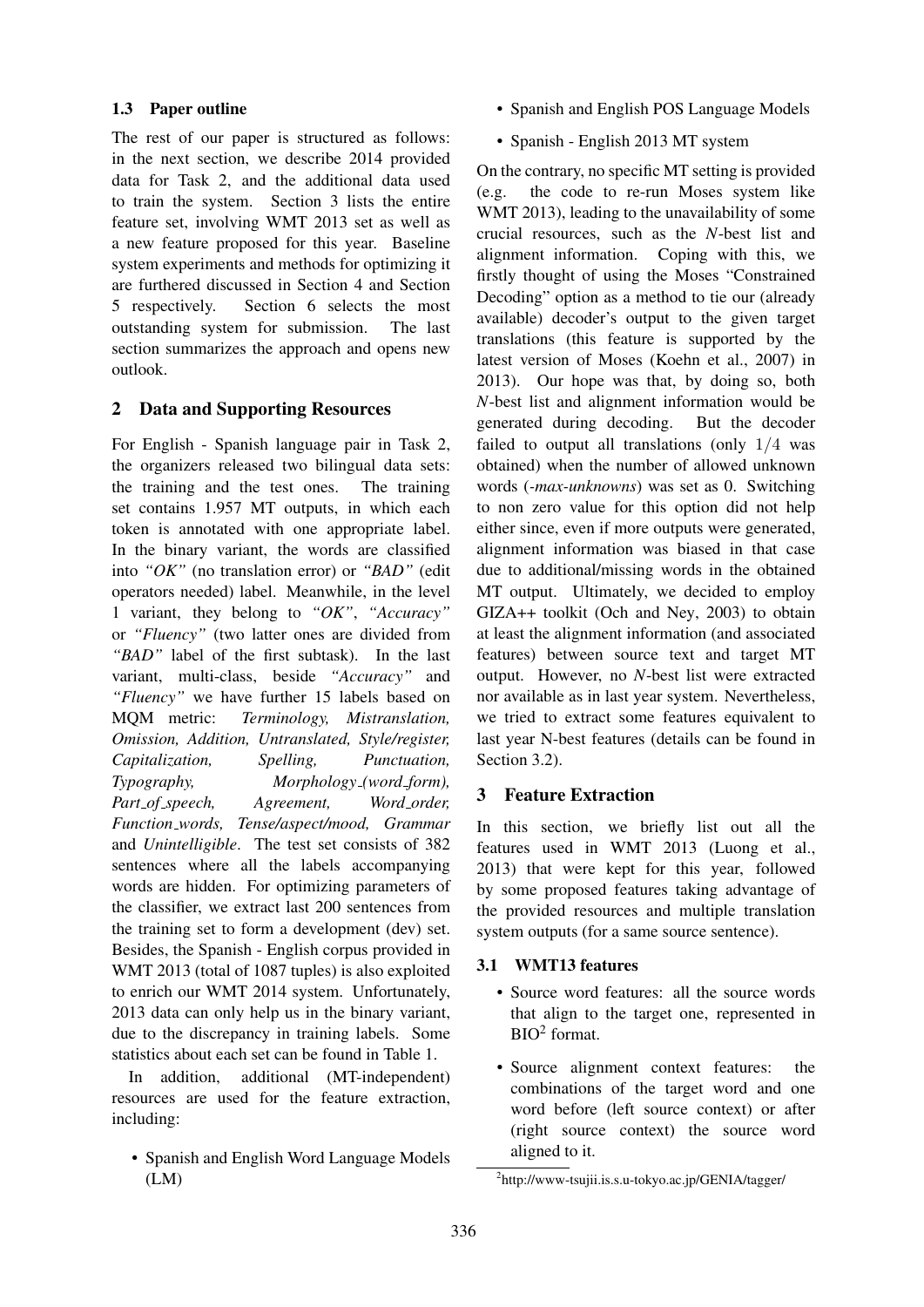### 1.3 Paper outline

The rest of our paper is structured as follows: in the next section, we describe 2014 provided data for Task 2, and the additional data used to train the system. Section 3 lists the entire feature set, involving WMT 2013 set as well as a new feature proposed for this year. Baseline system experiments and methods for optimizing it are furthered discussed in Section 4 and Section 5 respectively. Section 6 selects the most outstanding system for submission. The last section summarizes the approach and opens new outlook.

## 2 Data and Supporting Resources

For English - Spanish language pair in Task 2, the organizers released two bilingual data sets: the training and the test ones. The training set contains 1.957 MT outputs, in which each token is annotated with one appropriate label. In the binary variant, the words are classified into *"OK"* (no translation error) or *"BAD"* (edit operators needed) label. Meanwhile, in the level 1 variant, they belong to *"OK"*, *"Accuracy"* or *"Fluency"* (two latter ones are divided from *"BAD"* label of the first subtask). In the last variant, multi-class, beside *"Accuracy"* and *"Fluency"* we have further 15 labels based on MQM metric: *Terminology, Mistranslation, Omission, Addition, Untranslated, Style/register, Capitalization, Spelling, Punctuation, Typography, Morphology_(word_form), Part_of_speech, Agreement, Word_order, Function_words, Tense/aspect/mood, Grammar* and *Unintelligible*. The test set consists of 382 sentences where all the labels accompanying words are hidden. For optimizing parameters of the classifier, we extract last 200 sentences from the training set to form a development (dev) set. Besides, the Spanish - English corpus provided in WMT 2013 (total of 1087 tuples) is also exploited to enrich our WMT 2014 system. Unfortunately, 2013 data can only help us in the binary variant, due to the discrepancy in training labels. Some statistics about each set can be found in Table 1.

In addition, additional (MT-independent) resources are used for the feature extraction, including:

- Spanish and English Word Language Models (LM)
- Spanish and English POS Language Models
- Spanish - English 2013 MT system

On the contrary, no specific MT setting is provided (e.g. the code to re-run Moses system like WMT 2013), leading to the unavailability of some crucial resources, such as the *N*-best list and alignment information. Coping with this, we firstly thought of using the Moses "Constrained Decoding" option as a method to tie our (already available) decoder's output to the given target translations (this feature is supported by the latest version of Moses (Koehn et al., 2007) in 2013). Our hope was that, by doing so, both *N*-best list and alignment information would be generated during decoding. But the decoder failed to output all translations (only $1/4$ was obtained) when the number of allowed unknown words (*-max-unknowns*) was set as 0. Switching to non zero value for this option did not help either since, even if more outputs were generated, alignment information was biased in that case due to additional/missing words in the obtained MT output. Ultimately, we decided to employ GIZA++ toolkit (Och and Ney, 2003) to obtain at least the alignment information (and associated features) between source text and target MT output. However, no *N*-best list were extracted nor available as in last year system. Nevertheless, we tried to extract some features equivalent to last year N-best features (details can be found in Section 3.2).

## 3 Feature Extraction

In this section, we briefly list out all the features used in WMT 2013 (Luong et al., 2013) that were kept for this year, followed by some proposed features taking advantage of the provided resources and multiple translation system outputs (for a same source sentence).

### 3.1 WMT13 features

- Source word features: all the source words that align to the target one, represented in BIO[2] format.
- Source alignment context features: the combinations of the target word and one word before (left source context) or after (right source context) the source word aligned to it.

[2] http://www-tsujii.is.s.u-tokyo.ac.jp/GENIA/tagger/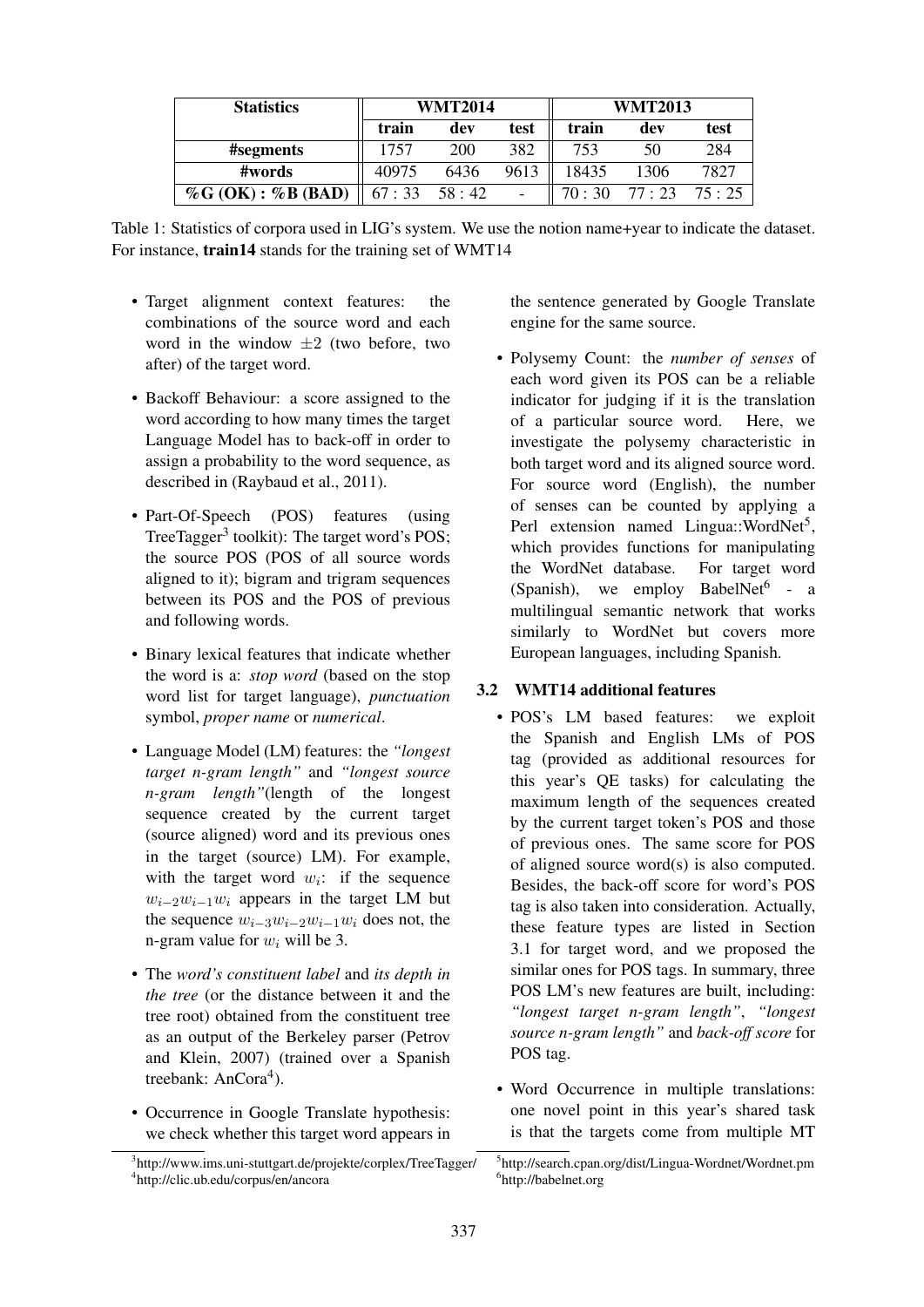| Statistics | WMT2014 | | | WMT2013 | | |
|---|---|---|---|---|---|---|
| | train | dev | test | train | dev | test |
| #segments | 1757 | 200 | 382 | 753 | 50 | 284 |
| #words | 40975 | 6436 | 9613 | 18435 | 1306 | 7827 |
| %G (OK) : %B (BAD) | 67 : 33 | 58 : 42 | - | 70 : 30 | 77 : 23 | 75 : 25 |

Table 1: Statistics of corpora used in LIG's system. We use the notion name+year to indicate the dataset. For instance, **train14** stands for the training set of WMT14

- Target alignment context features: the combinations of the source word and each word in the window $\pm 2$ (two before, two after) of the target word.
- Backoff Behaviour: a score assigned to the word according to how many times the target Language Model has to back-off in order to assign a probability to the word sequence, as described in (Raybaud et al., 2011).
- Part-Of-Speech (POS) features (using TreeTagger[3] toolkit): The target word's POS; the source POS (POS of all source words aligned to it); bigram and trigram sequences between its POS and the POS of previous and following words.
- Binary lexical features that indicate whether the word is a: *stop word* (based on the stop word list for target language), *punctuation* symbol, *proper name* or *numerical*.
- Language Model (LM) features: the *"longest target n-gram length"* and *"longest source n-gram length"*(length of the longest sequence created by the current target (source aligned) word and its previous ones in the target (source) LM). For example, with the target word $w_i$: if the sequence $w_{i-2}w_{i-1}w_i$ appears in the target LM but the sequence $w_{i-3}w_{i-2}w_{i-1}w_i$ does not, the n-gram value for $w_i$ will be 3.
- The *word's constituent label* and *its depth in the tree* (or the distance between it and the tree root) obtained from the constituent tree as an output of the Berkeley parser (Petrov and Klein, 2007) (trained over a Spanish treebank: AnCora[4]).
- Occurrence in Google Translate hypothesis: we check whether this target word appears in the sentence generated by Google Translate engine for the same source.
- Polysemy Count: the *number of senses* of each word given its POS can be a reliable indicator for judging if it is the translation of a particular source word. Here, we investigate the polysemy characteristic in both target word and its aligned source word. For source word (English), the number of senses can be counted by applying a Perl extension named Lingua::WordNet[5], which provides functions for manipulating the WordNet database. For target word (Spanish), we employ BabelNet[6] - a multilingual semantic network that works similarly to WordNet but covers more European languages, including Spanish.

### 3.2 WMT14 additional features

- POS's LM based features: we exploit the Spanish and English LMs of POS tag (provided as additional resources for this year's QE tasks) for calculating the maximum length of the sequences created by the current target token's POS and those of previous ones. The same score for POS of aligned source word(s) is also computed. Besides, the back-off score for word's POS tag is also taken into consideration. Actually, these feature types are listed in Section 3.1 for target word, and we proposed the similar ones for POS tags. In summary, three POS LM's new features are built, including: *"longest target n-gram length"*, *"longest source n-gram length"* and *back-off score* for POS tag.
- Word Occurrence in multiple translations: one novel point in this year's shared task is that the targets come from multiple MT

[3] http://www.ims.uni-stuttgart.de/projekte/corplex/TreeTagger/
[4] http://clic.ub.edu/corpus/en/ancora
[5] http://search.cpan.org/dist/Lingua-Wordnet/Wordnet.pm
[6] http://babelnet.org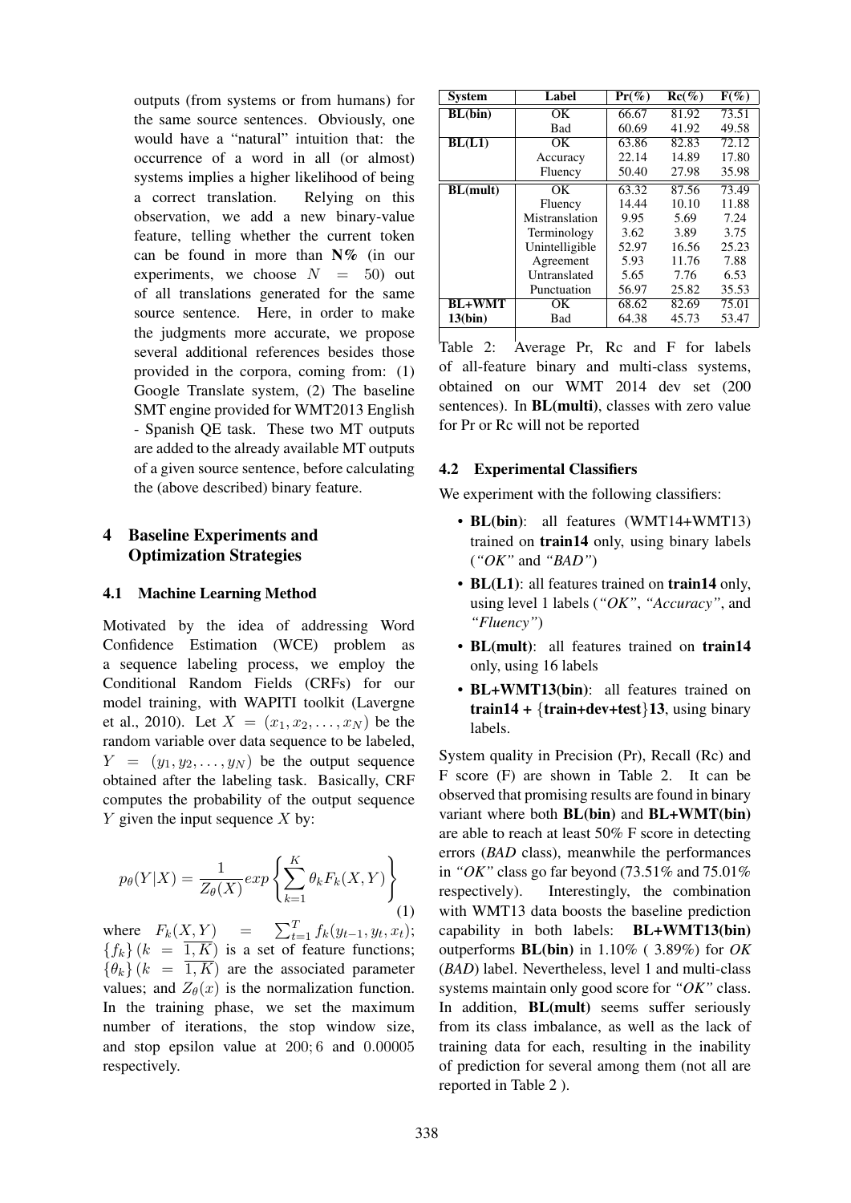outputs (from systems or from humans) for the same source sentences. Obviously, one would have a "natural" intuition that: the occurrence of a word in all (or almost) systems implies a higher likelihood of being a correct translation. Relying on this observation, we add a new binary-value feature, telling whether the current token can be found in more than **N%** (in our experiments, we choose $N = 50$) out of all translations generated for the same source sentence. Here, in order to make the judgments more accurate, we propose several additional references besides those provided in the corpora, coming from: (1) Google Translate system, (2) The baseline SMT engine provided for WMT2013 English - Spanish QE task. These two MT outputs are added to the already available MT outputs of a given source sentence, before calculating the (above described) binary feature.

## 4 Baseline Experiments and Optimization Strategies

### 4.1 Machine Learning Method

Motivated by the idea of addressing Word Confidence Estimation (WCE) problem as a sequence labeling process, we employ the Conditional Random Fields (CRFs) for our model training, with WAPITI toolkit (Lavergne et al., 2010). Let $X = (x_1, x_2, \ldots, x_N)$ be the random variable over data sequence to be labeled, $Y = (y_1, y_2, \ldots, y_N)$ be the output sequence obtained after the labeling task. Basically, CRF computes the probability of the output sequence $Y$ given the input sequence $X$ by:

$$p_\theta(Y|X) = \frac{1}{Z_\theta(X)} exp\left\{\sum_{k=1}^{K} \theta_k F_k(X,Y)\right\} \quad (1)$$

where $F_k(X,Y) = \sum_{t=1}^{T} f_k(y_{t-1}, y_t, x_t)$; $\{f_k\}\,(k = \overline{1,K})$ is a set of feature functions; $\{\theta_k\}\,(k = \overline{1,K})$ are the associated parameter values; and $Z_\theta(x)$ is the normalization function. In the training phase, we set the maximum number of iterations, the stop window size, and stop epsilon value at $200; 6$ and $0.00005$ respectively.

| System | Label | Pr(%) | Rc(%) | F(%) |
|---|---|---|---|---|
| **BL(bin)** | OK | 66.67 | 81.92 | 73.51 |
| | Bad | 60.69 | 41.92 | 49.58 |
| **BL(L1)** | OK | 63.86 | 82.83 | 72.12 |
| | Accuracy | 22.14 | 14.89 | 17.80 |
| | Fluency | 50.40 | 27.98 | 35.98 |
| **BL(mult)** | OK | 63.32 | 87.56 | 73.49 |
| | Fluency | 14.44 | 10.10 | 11.88 |
| | Mistranslation | 9.95 | 5.69 | 7.24 |
| | Terminology | 3.62 | 3.89 | 3.75 |
| | Unintelligible | 52.97 | 16.56 | 25.23 |
| | Agreement | 5.93 | 11.76 | 7.88 |
| | Untranslated | 5.65 | 7.76 | 6.53 |
| | Punctuation | 56.97 | 25.82 | 35.53 |
| **BL+WMT 13(bin)** | OK | 68.62 | 82.69 | 75.01 |
| | Bad | 64.38 | 45.73 | 53.47 |

Table 2: Average Pr, Rc and F for labels of all-feature binary and multi-class systems, obtained on our WMT 2014 dev set (200 sentences). In **BL(multi)**, classes with zero value for Pr or Rc will not be reported

### 4.2 Experimental Classifiers

We experiment with the following classifiers:

- **BL(bin)**: all features (WMT14+WMT13) trained on **train14** only, using binary labels (*"OK"* and *"BAD"*)
- **BL(L1)**: all features trained on **train14** only, using level 1 labels (*"OK"*, *"Accuracy"*, and *"Fluency"*)
- **BL(mult)**: all features trained on **train14** only, using 16 labels
- **BL+WMT13(bin)**: all features trained on **train14 +** {**train+dev+test**}**13**, using binary labels.

System quality in Precision (Pr), Recall (Rc) and F score (F) are shown in Table 2. It can be observed that promising results are found in binary variant where both **BL(bin)** and **BL+WMT(bin)** are able to reach at least 50% F score in detecting errors (*BAD* class), meanwhile the performances in *"OK"* class go far beyond (73.51% and 75.01% respectively). Interestingly, the combination with WMT13 data boosts the baseline prediction capability in both labels: **BL+WMT13(bin)** outperforms **BL(bin)** in 1.10% ( 3.89%) for *OK* (*BAD*) label. Nevertheless, level 1 and multi-class systems maintain only good score for *"OK"* class. In addition, **BL(mult)** seems suffer seriously from its class imbalance, as well as the lack of training data for each, resulting in the inability of prediction for several among them (not all are reported in Table 2 ).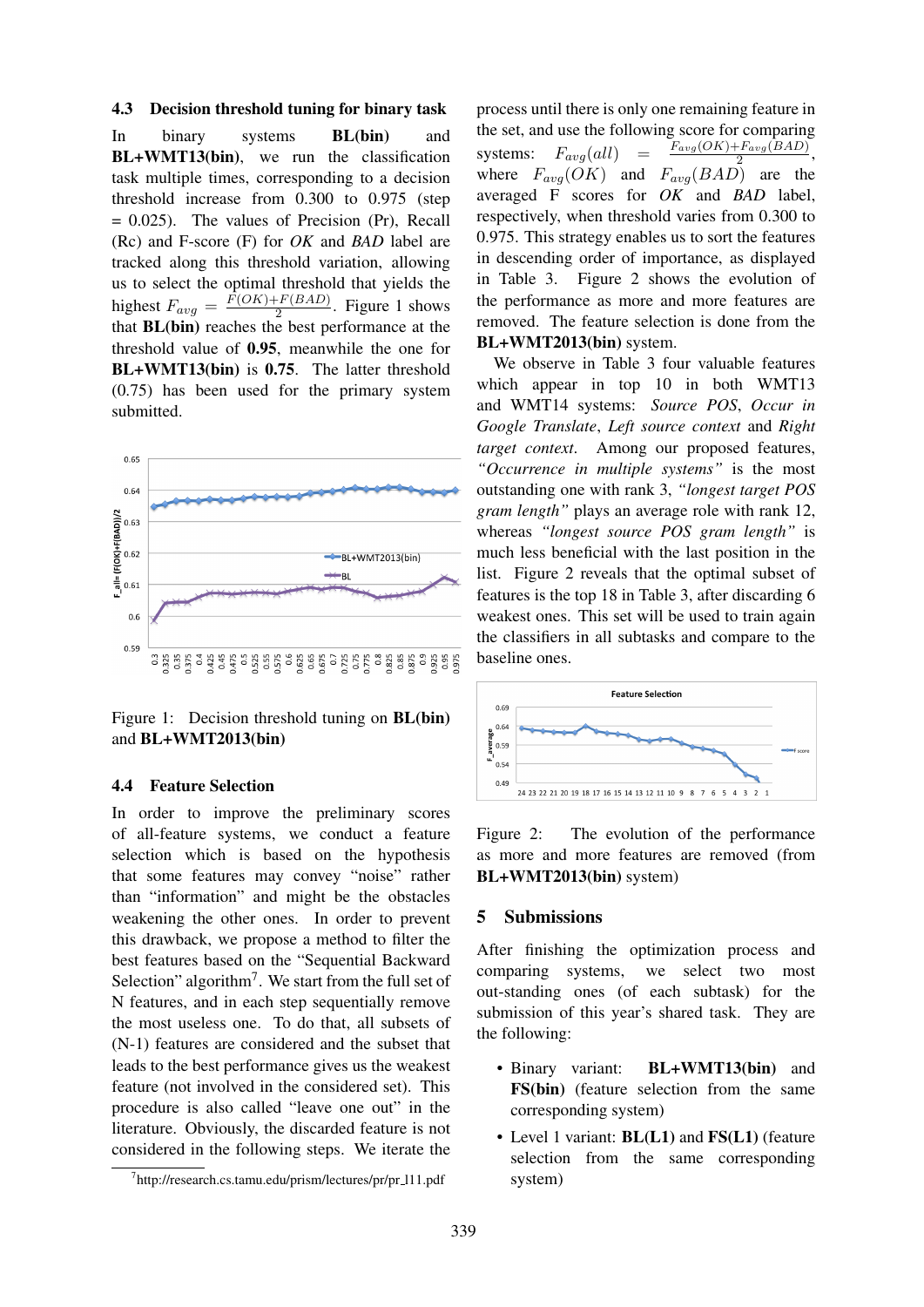### 4.3 Decision threshold tuning for binary task

In binary systems **BL(bin)** and **BL+WMT13(bin)**, we run the classification task multiple times, corresponding to a decision threshold increase from 0.300 to 0.975 (step = 0.025). The values of Precision (Pr), Recall (Rc) and F-score (F) for *OK* and *BAD* label are tracked along this threshold variation, allowing us to select the optimal threshold that yields the highest $F_{avg} = \frac{F(OK)+F(BAD)}{2}$. Figure 1 shows that **BL(bin)** reaches the best performance at the threshold value of **0.95**, meanwhile the one for **BL+WMT13(bin)** is **0.75**. The latter threshold (0.75) has been used for the primary system submitted.

Figure 1: Decision threshold tuning on **BL(bin)** and **BL+WMT2013(bin)**

### 4.4 Feature Selection

In order to improve the preliminary scores of all-feature systems, we conduct a feature selection which is based on the hypothesis that some features may convey "noise" rather than "information" and might be the obstacles weakening the other ones. In order to prevent this drawback, we propose a method to filter the best features based on the "Sequential Backward Selection" algorithm[7]. We start from the full set of N features, and in each step sequentially remove the most useless one. To do that, all subsets of (N-1) features are considered and the subset that leads to the best performance gives us the weakest feature (not involved in the considered set). This procedure is also called "leave one out" in the literature. Obviously, the discarded feature is not considered in the following steps. We iterate the process until there is only one remaining feature in the set, and use the following score for comparing systems: $F_{avg}(all) = \frac{F_{avg}(OK)+F_{avg}(BAD)}{2}$, where $F_{avg}(OK)$ and $F_{avg}(BAD)$ are the averaged F scores for *OK* and *BAD* label, respectively, when threshold varies from 0.300 to 0.975. This strategy enables us to sort the features in descending order of importance, as displayed in Table 3. Figure 2 shows the evolution of the performance as more and more features are removed. The feature selection is done from the **BL+WMT2013(bin)** system.

We observe in Table 3 four valuable features which appear in top 10 in both WMT13 and WMT14 systems: *Source POS*, *Occur in Google Translate*, *Left source context* and *Right target context*. Among our proposed features, *"Occurrence in multiple systems"* is the most outstanding one with rank 3, *"longest target POS gram length"* plays an average role with rank 12, whereas *"longest source POS gram length"* is much less beneficial with the last position in the list. Figure 2 reveals that the optimal subset of features is the top 18 in Table 3, after discarding 6 weakest ones. This set will be used to train again the classifiers in all subtasks and compare to the baseline ones.

Figure 2: The evolution of the performance as more and more features are removed (from **BL+WMT2013(bin)** system)

## 5 Submissions

After finishing the optimization process and comparing systems, we select two most out-standing ones (of each subtask) for the submission of this year's shared task. They are the following:

- Binary variant: **BL+WMT13(bin)** and **FS(bin)** (feature selection from the same corresponding system)
- Level 1 variant: **BL(L1)** and **FS(L1)** (feature selection from the same corresponding system)

[7] http://research.cs.tamu.edu/prism/lectures/pr/pr_l11.pdf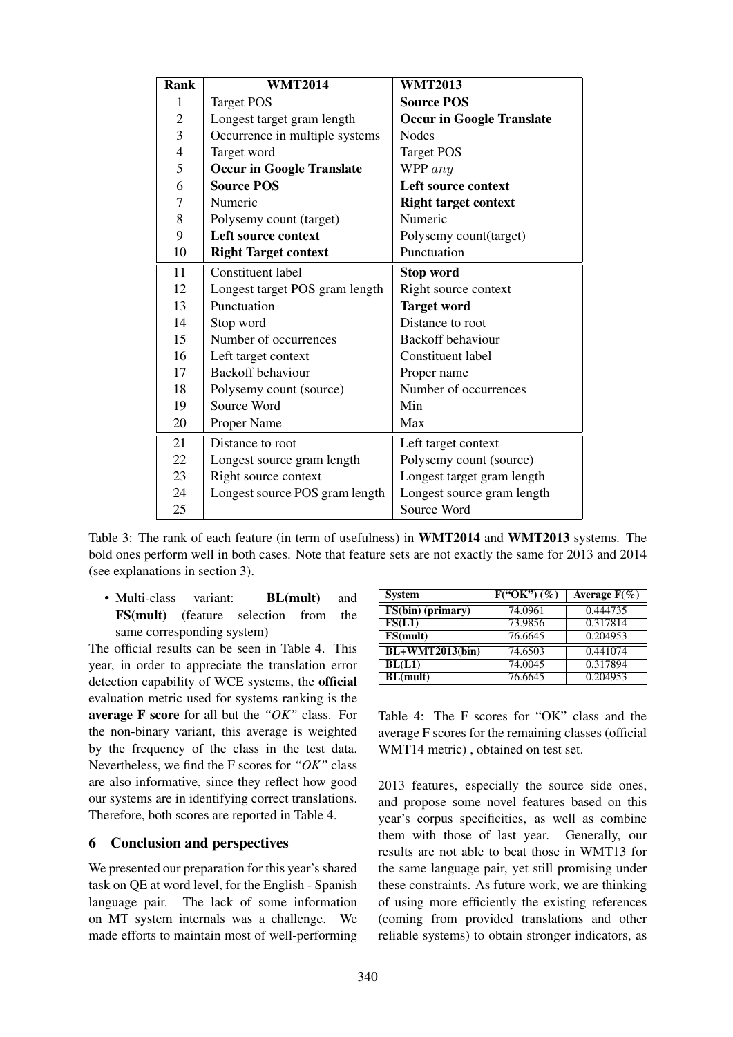| Rank | WMT2014 | WMT2013 |
|---|---|---|
| 1 | Target POS | **Source POS** |
| 2 | Longest target gram length | **Occur in Google Translate** |
| 3 | Occurrence in multiple systems | Nodes |
| 4 | Target word | Target POS |
| 5 | **Occur in Google Translate** | WPP $any$ |
| 6 | **Source POS** | **Left source context** |
| 7 | Numeric | **Right target context** |
| 8 | Polysemy count (target) | Numeric |
| 9 | **Left source context** | Polysemy count(target) |
| 10 | **Right Target context** | Punctuation |
| 11 | Constituent label | **Stop word** |
| 12 | Longest target POS gram length | Right source context |
| 13 | Punctuation | **Target word** |
| 14 | Stop word | Distance to root |
| 15 | Number of occurrences | Backoff behaviour |
| 16 | Left target context | Constituent label |
| 17 | Backoff behaviour | Proper name |
| 18 | Polysemy count (source) | Number of occurrences |
| 19 | Source Word | Min |
| 20 | Proper Name | Max |
| 21 | Distance to root | Left target context |
| 22 | Longest source gram length | Polysemy count (source) |
| 23 | Right source context | Longest target gram length |
| 24 | Longest source POS gram length | Longest source gram length |
| 25 | | Source Word |

Table 3: The rank of each feature (in term of usefulness) in **WMT2014** and **WMT2013** systems. The bold ones perform well in both cases. Note that feature sets are not exactly the same for 2013 and 2014 (see explanations in section 3).

- Multi-class variant: **BL(mult)** and **FS(mult)** (feature selection from the same corresponding system)

The official results can be seen in Table 4. This year, in order to appreciate the translation error detection capability of WCE systems, the **official** evaluation metric used for systems ranking is the **average F score** for all but the *"OK"* class. For the non-binary variant, this average is weighted by the frequency of the class in the test data. Nevertheless, we find the F scores for *"OK"* class are also informative, since they reflect how good our systems are in identifying correct translations. Therefore, both scores are reported in Table 4.

| System | F("OK") (%) | Average F(%) |
|---|---|---|
| **FS(bin) (primary)** | 74.0961 | 0.444735 |
| **FS(L1)** | 73.9856 | 0.317814 |
| **FS(mult)** | 76.6645 | 0.204953 |
| **BL+WMT2013(bin)** | 74.6503 | 0.441074 |
| **BL(L1)** | 74.0045 | 0.317894 |
| **BL(mult)** | 76.6645 | 0.204953 |

Table 4: The F scores for "OK" class and the average F scores for the remaining classes (official WMT14 metric) , obtained on test set.

## 6 Conclusion and perspectives

We presented our preparation for this year's shared task on QE at word level, for the English - Spanish language pair. The lack of some information on MT system internals was a challenge. We made efforts to maintain most of well-performing 2013 features, especially the source side ones, and propose some novel features based on this year's corpus specificities, as well as combine them with those of last year. Generally, our results are not able to beat those in WMT13 for the same language pair, yet still promising under these constraints. As future work, we are thinking of using more efficiently the existing references (coming from provided translations and other reliable systems) to obtain stronger indicators, as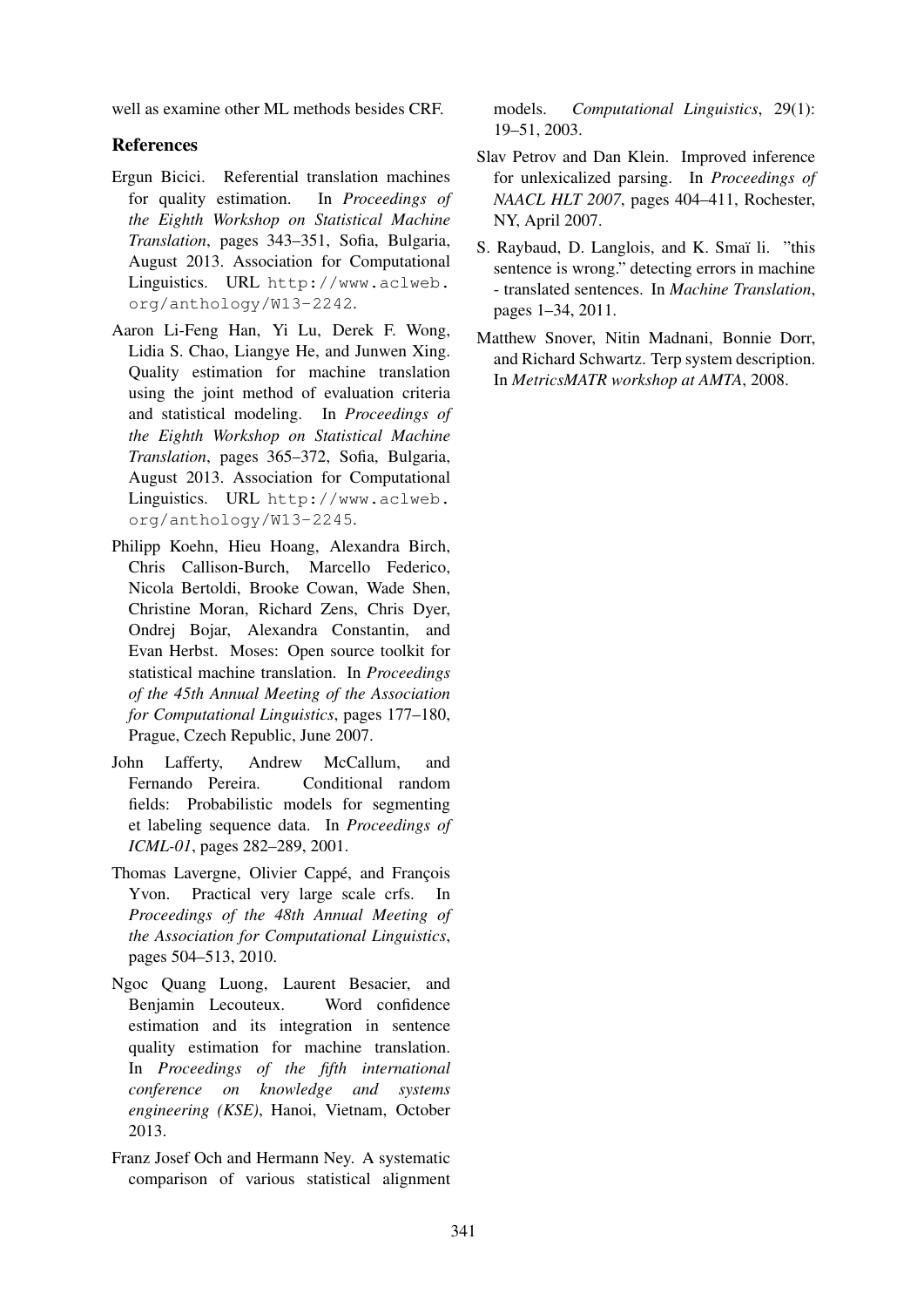well as examine other ML methods besides CRF.

## References

Ergun Bicici. Referential translation machines for quality estimation. In *Proceedings of the Eighth Workshop on Statistical Machine Translation*, pages 343–351, Sofia, Bulgaria, August 2013. Association for Computational Linguistics. URL http://www.aclweb.org/anthology/W13-2242.

Aaron Li-Feng Han, Yi Lu, Derek F. Wong, Lidia S. Chao, Liangye He, and Junwen Xing. Quality estimation for machine translation using the joint method of evaluation criteria and statistical modeling. In *Proceedings of the Eighth Workshop on Statistical Machine Translation*, pages 365–372, Sofia, Bulgaria, August 2013. Association for Computational Linguistics. URL http://www.aclweb.org/anthology/W13-2245.

Philipp Koehn, Hieu Hoang, Alexandra Birch, Chris Callison-Burch, Marcello Federico, Nicola Bertoldi, Brooke Cowan, Wade Shen, Christine Moran, Richard Zens, Chris Dyer, Ondrej Bojar, Alexandra Constantin, and Evan Herbst. Moses: Open source toolkit for statistical machine translation. In *Proceedings of the 45th Annual Meeting of the Association for Computational Linguistics*, pages 177–180, Prague, Czech Republic, June 2007.

John Lafferty, Andrew McCallum, and Fernando Pereira. Conditional random fields: Probabilistic models for segmenting et labeling sequence data. In *Proceedings of ICML-01*, pages 282–289, 2001.

Thomas Lavergne, Olivier Cappé, and François Yvon. Practical very large scale crfs. In *Proceedings of the 48th Annual Meeting of the Association for Computational Linguistics*, pages 504–513, 2010.

Ngoc Quang Luong, Laurent Besacier, and Benjamin Lecouteux. Word confidence estimation and its integration in sentence quality estimation for machine translation. In *Proceedings of the fifth international conference on knowledge and systems engineering (KSE)*, Hanoi, Vietnam, October 2013.

Franz Josef Och and Hermann Ney. A systematic comparison of various statistical alignment models. *Computational Linguistics*, 29(1): 19–51, 2003.

Slav Petrov and Dan Klein. Improved inference for unlexicalized parsing. In *Proceedings of NAACL HLT 2007*, pages 404–411, Rochester, NY, April 2007.

S. Raybaud, D. Langlois, and K. Smaï li. "this sentence is wrong." detecting errors in machine - translated sentences. In *Machine Translation*, pages 1–34, 2011.

Matthew Snover, Nitin Madnani, Bonnie Dorr, and Richard Schwartz. Terp system description. In *MetricsMATR workshop at AMTA*, 2008.